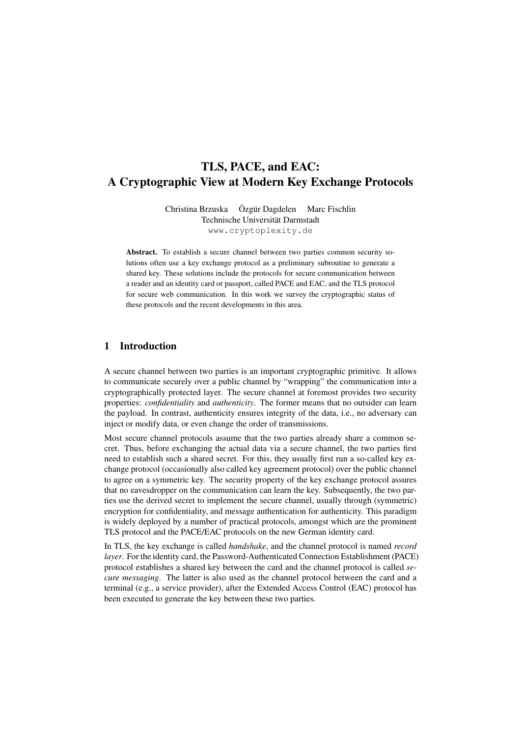# TLS, PACE, and EAC: A Cryptographic View at Modern Key Exchange Protocols

Christina Brzuska  Özgür Dagdelen  Marc Fischlin
Technische Universität Darmstadt
www.cryptoplexity.de

**Abstract.** To establish a secure channel between two parties common security solutions often use a key exchange protocol as a preliminary subroutine to generate a shared key. These solutions include the protocols for secure communication between a reader and an identity card or passport, called PACE and EAC, and the TLS protocol for secure web communication. In this work we survey the cryptographic status of these protocols and the recent developments in this area.

## 1 Introduction

A secure channel between two parties is an important cryptographic primitive. It allows to communicate securely over a public channel by "wrapping" the communication into a cryptographically protected layer. The secure channel at foremost provides two security properties: *confidentiality* and *authenticity*. The former means that no outsider can learn the payload. In contrast, authenticity ensures integrity of the data, i.e., no adversary can inject or modify data, or even change the order of transmissions.

Most secure channel protocols assume that the two parties already share a common secret. Thus, before exchanging the actual data via a secure channel, the two parties first need to establish such a shared secret. For this, they usually first run a so-called key exchange protocol (occasionally also called key agreement protocol) over the public channel to agree on a symmetric key. The security property of the key exchange protocol assures that no eavesdropper on the communication can learn the key. Subsequently, the two parties use the derived secret to implement the secure channel, usually through (symmetric) encryption for confidentiality, and message authentication for authenticity. This paradigm is widely deployed by a number of practical protocols, amongst which are the prominent TLS protocol and the PACE/EAC protocols on the new German identity card.

In TLS, the key exchange is called *handshake*, and the channel protocol is named *record layer*. For the identity card, the Password-Authenticated Connection Establishment (PACE) protocol establishes a shared key between the card and the channel protocol is called *secure messaging*. The latter is also used as the channel protocol between the card and a terminal (e.g., a service provider), after the Extended Access Control (EAC) protocol has been executed to generate the key between these two parties.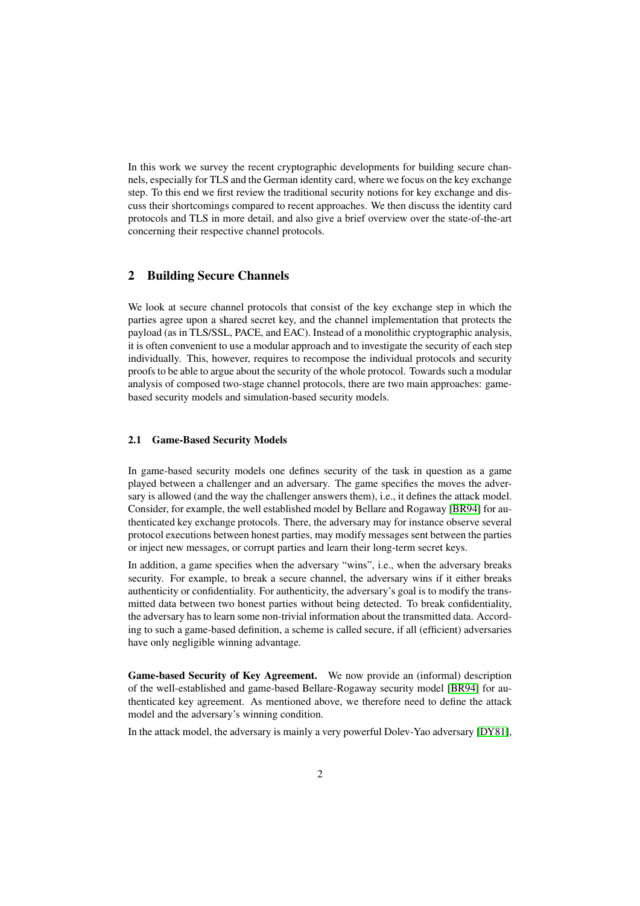In this work we survey the recent cryptographic developments for building secure channels, especially for TLS and the German identity card, where we focus on the key exchange step. To this end we first review the traditional security notions for key exchange and discuss their shortcomings compared to recent approaches. We then discuss the identity card protocols and TLS in more detail, and also give a brief overview over the state-of-the-art concerning their respective channel protocols.

## 2 Building Secure Channels

We look at secure channel protocols that consist of the key exchange step in which the parties agree upon a shared secret key, and the channel implementation that protects the payload (as in TLS/SSL, PACE, and EAC). Instead of a monolithic cryptographic analysis, it is often convenient to use a modular approach and to investigate the security of each step individually. This, however, requires to recompose the individual protocols and security proofs to be able to argue about the security of the whole protocol. Towards such a modular analysis of composed two-stage channel protocols, there are two main approaches: game-based security models and simulation-based security models.

### 2.1 Game-Based Security Models

In game-based security models one defines security of the task in question as a game played between a challenger and an adversary. The game specifies the moves the adversary is allowed (and the way the challenger answers them), i.e., it defines the attack model. Consider, for example, the well established model by Bellare and Rogaway [BR94] for authenticated key exchange protocols. There, the adversary may for instance observe several protocol executions between honest parties, may modify messages sent between the parties or inject new messages, or corrupt parties and learn their long-term secret keys.

In addition, a game specifies when the adversary "wins", i.e., when the adversary breaks security. For example, to break a secure channel, the adversary wins if it either breaks authenticity or confidentiality. For authenticity, the adversary's goal is to modify the transmitted data between two honest parties without being detected. To break confidentiality, the adversary has to learn some non-trivial information about the transmitted data. According to such a game-based definition, a scheme is called secure, if all (efficient) adversaries have only negligible winning advantage.

**Game-based Security of Key Agreement.** We now provide an (informal) description of the well-established and game-based Bellare-Rogaway security model [BR94] for authenticated key agreement. As mentioned above, we therefore need to define the attack model and the adversary's winning condition.

In the attack model, the adversary is mainly a very powerful Dolev-Yao adversary [DY81],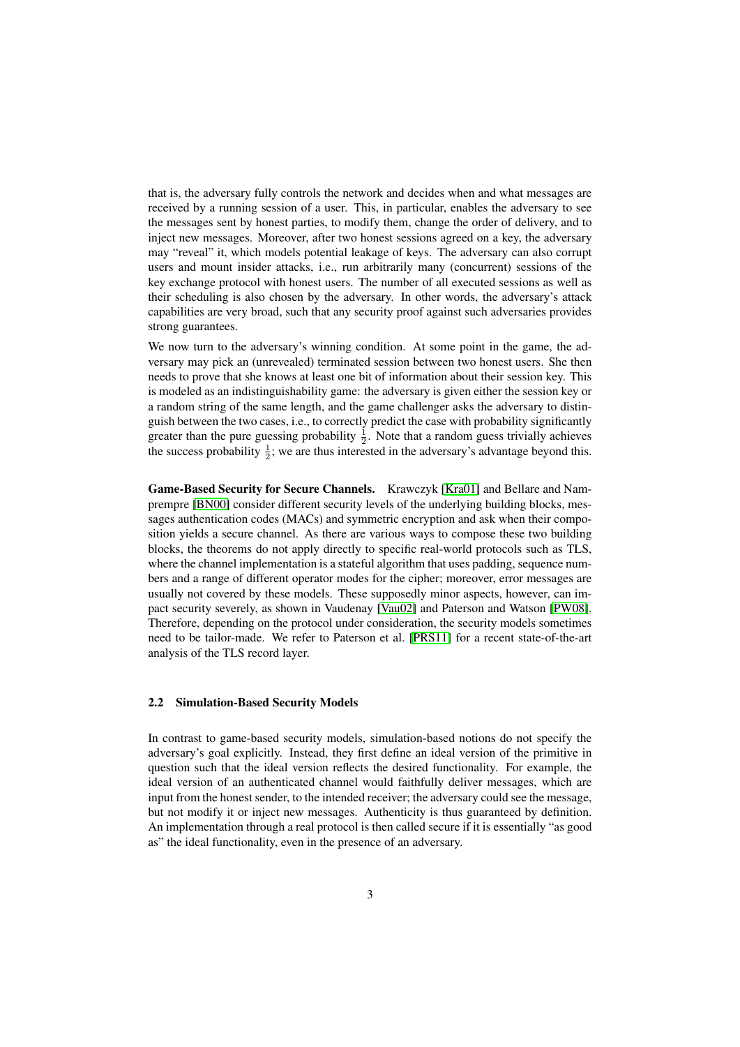that is, the adversary fully controls the network and decides when and what messages are received by a running session of a user. This, in particular, enables the adversary to see the messages sent by honest parties, to modify them, change the order of delivery, and to inject new messages. Moreover, after two honest sessions agreed on a key, the adversary may "reveal" it, which models potential leakage of keys. The adversary can also corrupt users and mount insider attacks, i.e., run arbitrarily many (concurrent) sessions of the key exchange protocol with honest users. The number of all executed sessions as well as their scheduling is also chosen by the adversary. In other words, the adversary's attack capabilities are very broad, such that any security proof against such adversaries provides strong guarantees.

We now turn to the adversary's winning condition. At some point in the game, the adversary may pick an (unrevealed) terminated session between two honest users. She then needs to prove that she knows at least one bit of information about their session key. This is modeled as an indistinguishability game: the adversary is given either the session key or a random string of the same length, and the game challenger asks the adversary to distinguish between the two cases, i.e., to correctly predict the case with probability significantly greater than the pure guessing probability $\frac{1}{2}$. Note that a random guess trivially achieves the success probability $\frac{1}{2}$; we are thus interested in the adversary's advantage beyond this.

**Game-Based Security for Secure Channels.** Krawczyk [Kra01] and Bellare and Namprempre [BN00] consider different security levels of the underlying building blocks, messages authentication codes (MACs) and symmetric encryption and ask when their composition yields a secure channel. As there are various ways to compose these two building blocks, the theorems do not apply directly to specific real-world protocols such as TLS, where the channel implementation is a stateful algorithm that uses padding, sequence numbers and a range of different operator modes for the cipher; moreover, error messages are usually not covered by these models. These supposedly minor aspects, however, can impact security severely, as shown in Vaudenay [Vau02] and Paterson and Watson [PW08]. Therefore, depending on the protocol under consideration, the security models sometimes need to be tailor-made. We refer to Paterson et al. [PRS11] for a recent state-of-the-art analysis of the TLS record layer.

### 2.2 Simulation-Based Security Models

In contrast to game-based security models, simulation-based notions do not specify the adversary's goal explicitly. Instead, they first define an ideal version of the primitive in question such that the ideal version reflects the desired functionality. For example, the ideal version of an authenticated channel would faithfully deliver messages, which are input from the honest sender, to the intended receiver; the adversary could see the message, but not modify it or inject new messages. Authenticity is thus guaranteed by definition. An implementation through a real protocol is then called secure if it is essentially "as good as" the ideal functionality, even in the presence of an adversary.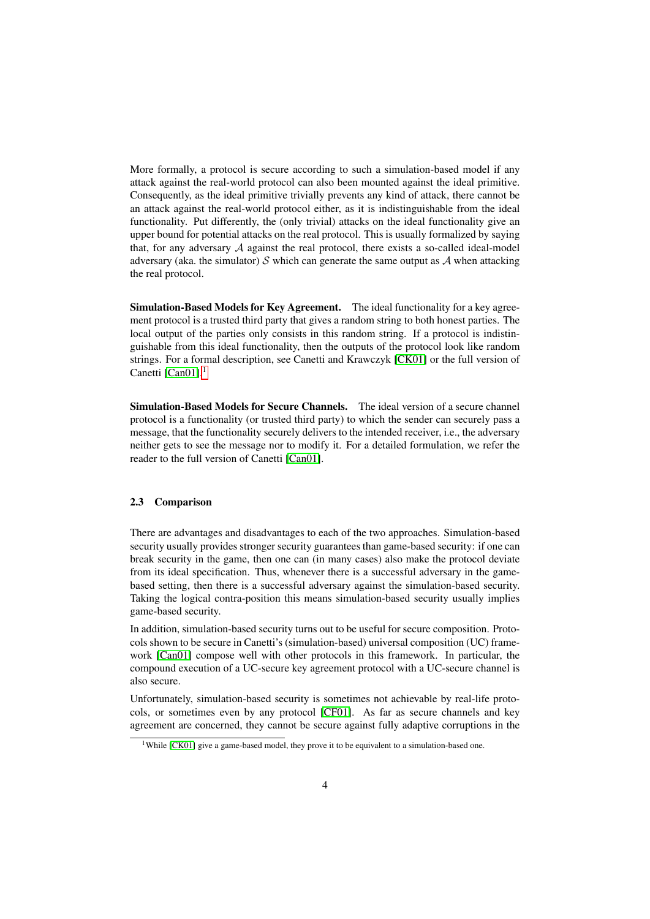More formally, a protocol is secure according to such a simulation-based model if any attack against the real-world protocol can also been mounted against the ideal primitive. Consequently, as the ideal primitive trivially prevents any kind of attack, there cannot be an attack against the real-world protocol either, as it is indistinguishable from the ideal functionality. Put differently, the (only trivial) attacks on the ideal functionality give an upper bound for potential attacks on the real protocol. This is usually formalized by saying that, for any adversary $\mathcal{A}$ against the real protocol, there exists a so-called ideal-model adversary (aka. the simulator) $\mathcal{S}$ which can generate the same output as $\mathcal{A}$ when attacking the real protocol.

**Simulation-Based Models for Key Agreement.** The ideal functionality for a key agreement protocol is a trusted third party that gives a random string to both honest parties. The local output of the parties only consists in this random string. If a protocol is indistinguishable from this ideal functionality, then the outputs of the protocol look like random strings. For a formal description, see Canetti and Krawczyk [CK01] or the full version of Canetti [Can01].[1]

**Simulation-Based Models for Secure Channels.** The ideal version of a secure channel protocol is a functionality (or trusted third party) to which the sender can securely pass a message, that the functionality securely delivers to the intended receiver, i.e., the adversary neither gets to see the message nor to modify it. For a detailed formulation, we refer the reader to the full version of Canetti [Can01].

### 2.3 Comparison

There are advantages and disadvantages to each of the two approaches. Simulation-based security usually provides stronger security guarantees than game-based security: if one can break security in the game, then one can (in many cases) also make the protocol deviate from its ideal specification. Thus, whenever there is a successful adversary in the game-based setting, then there is a successful adversary against the simulation-based security. Taking the logical contra-position this means simulation-based security usually implies game-based security.

In addition, simulation-based security turns out to be useful for secure composition. Protocols shown to be secure in Canetti's (simulation-based) universal composition (UC) framework [Can01] compose well with other protocols in this framework. In particular, the compound execution of a UC-secure key agreement protocol with a UC-secure channel is also secure.

Unfortunately, simulation-based security is sometimes not achievable by real-life protocols, or sometimes even by any protocol [CF01]. As far as secure channels and key agreement are concerned, they cannot be secure against fully adaptive corruptions in the

[1] While [CK01] give a game-based model, they prove it to be equivalent to a simulation-based one.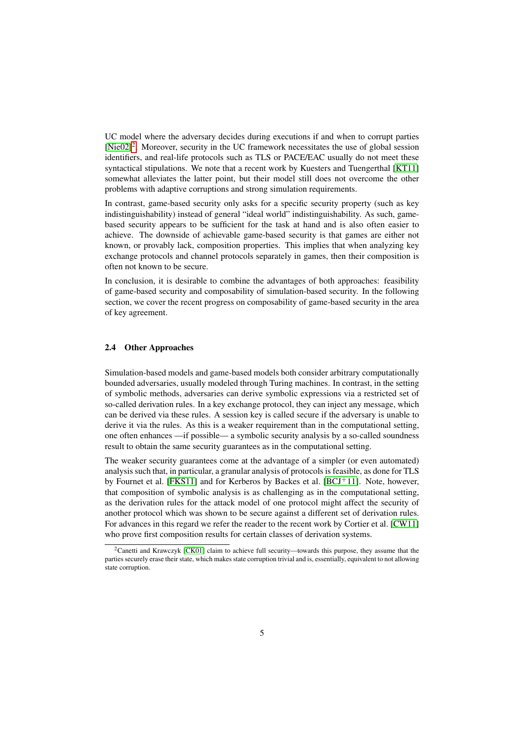UC model where the adversary decides during executions if and when to corrupt parties [Nie02][2]. Moreover, security in the UC framework necessitates the use of global session identifiers, and real-life protocols such as TLS or PACE/EAC usually do not meet these syntactical stipulations. We note that a recent work by Kuesters and Tuengerthal [KT11] somewhat alleviates the latter point, but their model still does not overcome the other problems with adaptive corruptions and strong simulation requirements.

In contrast, game-based security only asks for a specific security property (such as key indistinguishability) instead of general "ideal world" indistinguishability. As such, game-based security appears to be sufficient for the task at hand and is also often easier to achieve. The downside of achievable game-based security is that games are either not known, or provably lack, composition properties. This implies that when analyzing key exchange protocols and channel protocols separately in games, then their composition is often not known to be secure.

In conclusion, it is desirable to combine the advantages of both approaches: feasibility of game-based security and composability of simulation-based security. In the following section, we cover the recent progress on composability of game-based security in the area of key agreement.

### 2.4 Other Approaches

Simulation-based models and game-based models both consider arbitrary computationally bounded adversaries, usually modeled through Turing machines. In contrast, in the setting of symbolic methods, adversaries can derive symbolic expressions via a restricted set of so-called derivation rules. In a key exchange protocol, they can inject any message, which can be derived via these rules. A session key is called secure if the adversary is unable to derive it via the rules. As this is a weaker requirement than in the computational setting, one often enhances —if possible— a symbolic security analysis by a so-called soundness result to obtain the same security guarantees as in the computational setting.

The weaker security guarantees come at the advantage of a simpler (or even automated) analysis such that, in particular, a granular analysis of protocols is feasible, as done for TLS by Fournet et al. [FKS11] and for Kerberos by Backes et al. [BCJ+11]. Note, however, that composition of symbolic analysis is as challenging as in the computational setting, as the derivation rules for the attack model of one protocol might affect the security of another protocol which was shown to be secure against a different set of derivation rules. For advances in this regard we refer the reader to the recent work by Cortier et al. [CW11] who prove first composition results for certain classes of derivation systems.

[2] Canetti and Krawczyk [CK01] claim to achieve full security—towards this purpose, they assume that the parties securely erase their state, which makes state corruption trivial and is, essentially, equivalent to not allowing state corruption.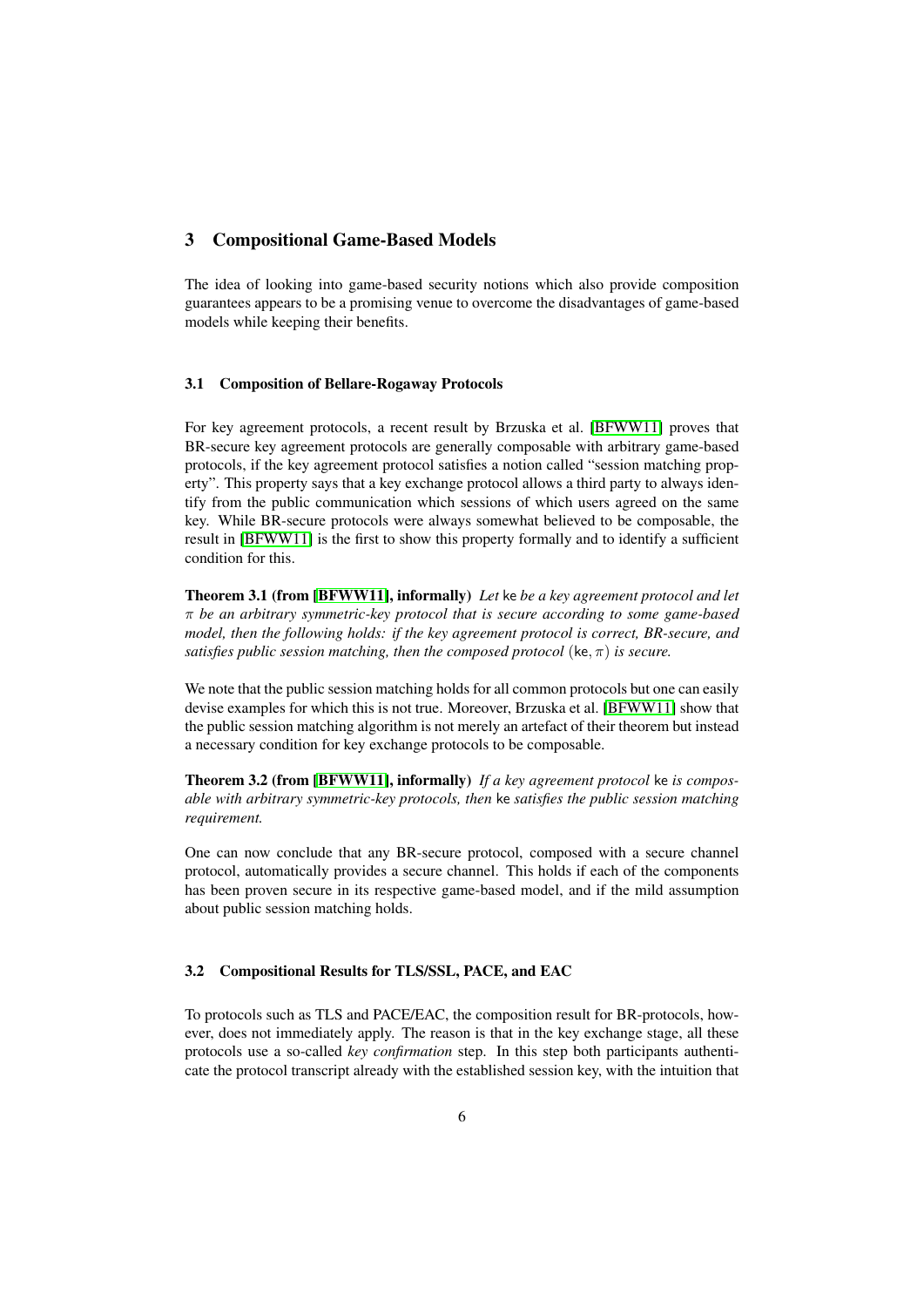## 3 Compositional Game-Based Models

The idea of looking into game-based security notions which also provide composition guarantees appears to be a promising venue to overcome the disadvantages of game-based models while keeping their benefits.

### 3.1 Composition of Bellare-Rogaway Protocols

For key agreement protocols, a recent result by Brzuska et al. [BFWW11] proves that BR-secure key agreement protocols are generally composable with arbitrary game-based protocols, if the key agreement protocol satisfies a notion called "session matching property". This property says that a key exchange protocol allows a third party to always identify from the public communication which sessions of which users agreed on the same key. While BR-secure protocols were always somewhat believed to be composable, the result in [BFWW11] is the first to show this property formally and to identify a sufficient condition for this.

**Theorem 3.1 (from [BFWW11], informally)** *Let* ke *be a key agreement protocol and let* $\pi$ *be an arbitrary symmetric-key protocol that is secure according to some game-based model, then the following holds: if the key agreement protocol is correct, BR-secure, and satisfies public session matching, then the composed protocol* $(\mathsf{ke}, \pi)$ *is secure.*

We note that the public session matching holds for all common protocols but one can easily devise examples for which this is not true. Moreover, Brzuska et al. [BFWW11] show that the public session matching algorithm is not merely an artefact of their theorem but instead a necessary condition for key exchange protocols to be composable.

**Theorem 3.2 (from [BFWW11], informally)** *If a key agreement protocol* ke *is composable with arbitrary symmetric-key protocols, then* ke *satisfies the public session matching requirement.*

One can now conclude that any BR-secure protocol, composed with a secure channel protocol, automatically provides a secure channel. This holds if each of the components has been proven secure in its respective game-based model, and if the mild assumption about public session matching holds.

### 3.2 Compositional Results for TLS/SSL, PACE, and EAC

To protocols such as TLS and PACE/EAC, the composition result for BR-protocols, however, does not immediately apply. The reason is that in the key exchange stage, all these protocols use a so-called *key confirmation* step. In this step both participants authenticate the protocol transcript already with the established session key, with the intuition that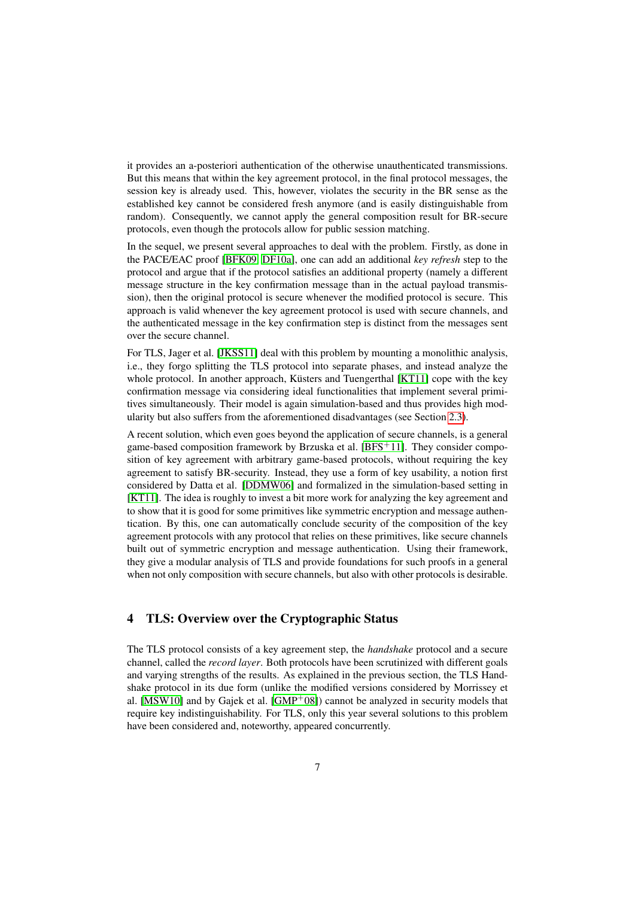it provides an a-posteriori authentication of the otherwise unauthenticated transmissions. But this means that within the key agreement protocol, in the final protocol messages, the session key is already used. This, however, violates the security in the BR sense as the established key cannot be considered fresh anymore (and is easily distinguishable from random). Consequently, we cannot apply the general composition result for BR-secure protocols, even though the protocols allow for public session matching.

In the sequel, we present several approaches to deal with the problem. Firstly, as done in the PACE/EAC proof [BFK09, DF10a], one can add an additional *key refresh* step to the protocol and argue that if the protocol satisfies an additional property (namely a different message structure in the key confirmation message than in the actual payload transmission), then the original protocol is secure whenever the modified protocol is secure. This approach is valid whenever the key agreement protocol is used with secure channels, and the authenticated message in the key confirmation step is distinct from the messages sent over the secure channel.

For TLS, Jager et al. [JKSS11] deal with this problem by mounting a monolithic analysis, i.e., they forgo splitting the TLS protocol into separate phases, and instead analyze the whole protocol. In another approach, Küsters and Tuengerthal [KT11] cope with the key confirmation message via considering ideal functionalities that implement several primitives simultaneously. Their model is again simulation-based and thus provides high modularity but also suffers from the aforementioned disadvantages (see Section 2.3).

A recent solution, which even goes beyond the application of secure channels, is a general game-based composition framework by Brzuska et al. [BFS+11]. They consider composition of key agreement with arbitrary game-based protocols, without requiring the key agreement to satisfy BR-security. Instead, they use a form of key usability, a notion first considered by Datta et al. [DDMW06] and formalized in the simulation-based setting in [KT11]. The idea is roughly to invest a bit more work for analyzing the key agreement and to show that it is good for some primitives like symmetric encryption and message authentication. By this, one can automatically conclude security of the composition of the key agreement protocols with any protocol that relies on these primitives, like secure channels built out of symmetric encryption and message authentication. Using their framework, they give a modular analysis of TLS and provide foundations for such proofs in a general when not only composition with secure channels, but also with other protocols is desirable.

## 4 TLS: Overview over the Cryptographic Status

The TLS protocol consists of a key agreement step, the *handshake* protocol and a secure channel, called the *record layer*. Both protocols have been scrutinized with different goals and varying strengths of the results. As explained in the previous section, the TLS Handshake protocol in its due form (unlike the modified versions considered by Morrissey et al. [MSW10] and by Gajek et al. [GMP+08]) cannot be analyzed in security models that require key indistinguishability. For TLS, only this year several solutions to this problem have been considered and, noteworthy, appeared concurrently.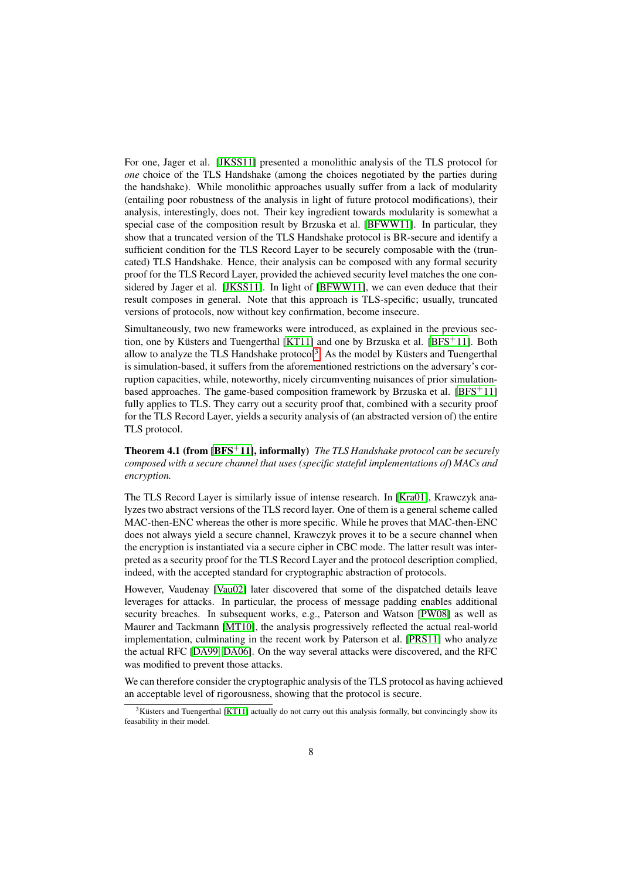For one, Jager et al. [JKSS11] presented a monolithic analysis of the TLS protocol for *one* choice of the TLS Handshake (among the choices negotiated by the parties during the handshake). While monolithic approaches usually suffer from a lack of modularity (entailing poor robustness of the analysis in light of future protocol modifications), their analysis, interestingly, does not. Their key ingredient towards modularity is somewhat a special case of the composition result by Brzuska et al. [BFWW11]. In particular, they show that a truncated version of the TLS Handshake protocol is BR-secure and identify a sufficient condition for the TLS Record Layer to be securely composable with the (truncated) TLS Handshake. Hence, their analysis can be composed with any formal security proof for the TLS Record Layer, provided the achieved security level matches the one considered by Jager et al. [JKSS11]. In light of [BFWW11], we can even deduce that their result composes in general. Note that this approach is TLS-specific; usually, truncated versions of protocols, now without key confirmation, become insecure.

Simultaneously, two new frameworks were introduced, as explained in the previous section, one by Küsters and Tuengerthal [KT11] and one by Brzuska et al. [BFS+11]. Both allow to analyze the TLS Handshake protocol[3]. As the model by Küsters and Tuengerthal is simulation-based, it suffers from the aforementioned restrictions on the adversary's corruption capacities, while, noteworthy, nicely circumventing nuisances of prior simulation-based approaches. The game-based composition framework by Brzuska et al. [BFS+11] fully applies to TLS. They carry out a security proof that, combined with a security proof for the TLS Record Layer, yields a security analysis of (an abstracted version of) the entire TLS protocol.

**Theorem 4.1 (from [BFS+11], informally)** *The TLS Handshake protocol can be securely composed with a secure channel that uses (specific stateful implementations of) MACs and encryption.*

The TLS Record Layer is similarly issue of intense research. In [Kra01], Krawczyk analyzes two abstract versions of the TLS record layer. One of them is a general scheme called MAC-then-ENC whereas the other is more specific. While he proves that MAC-then-ENC does not always yield a secure channel, Krawczyk proves it to be a secure channel when the encryption is instantiated via a secure cipher in CBC mode. The latter result was interpreted as a security proof for the TLS Record Layer and the protocol description complied, indeed, with the accepted standard for cryptographic abstraction of protocols.

However, Vaudenay [Vau02] later discovered that some of the dispatched details leave leverages for attacks. In particular, the process of message padding enables additional security breaches. In subsequent works, e.g., Paterson and Watson [PW08] as well as Maurer and Tackmann [MT10], the analysis progressively reflected the actual real-world implementation, culminating in the recent work by Paterson et al. [PRS11] who analyze the actual RFC [DA99, DA06]. On the way several attacks were discovered, and the RFC was modified to prevent those attacks.

We can therefore consider the cryptographic analysis of the TLS protocol as having achieved an acceptable level of rigorousness, showing that the protocol is secure.

[3] Küsters and Tuengerthal [KT11] actually do not carry out this analysis formally, but convincingly show its feasability in their model.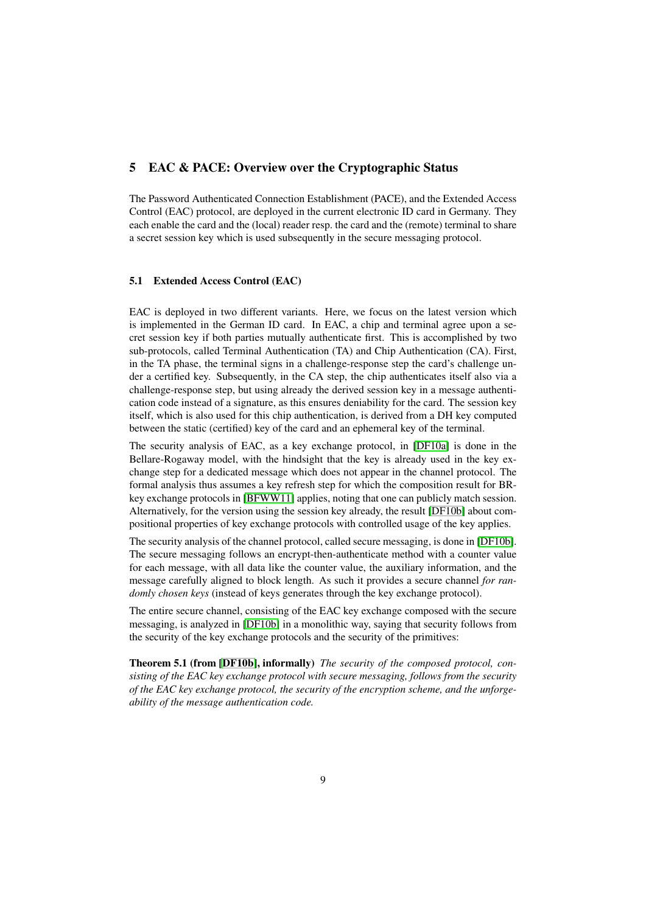# 5 EAC & PACE: Overview over the Cryptographic Status

The Password Authenticated Connection Establishment (PACE), and the Extended Access Control (EAC) protocol, are deployed in the current electronic ID card in Germany. They each enable the card and the (local) reader resp. the card and the (remote) terminal to share a secret session key which is used subsequently in the secure messaging protocol.

## 5.1 Extended Access Control (EAC)

EAC is deployed in two different variants. Here, we focus on the latest version which is implemented in the German ID card. In EAC, a chip and terminal agree upon a secret session key if both parties mutually authenticate first. This is accomplished by two sub-protocols, called Terminal Authentication (TA) and Chip Authentication (CA). First, in the TA phase, the terminal signs in a challenge-response step the card's challenge under a certified key. Subsequently, in the CA step, the chip authenticates itself also via a challenge-response step, but using already the derived session key in a message authentication code instead of a signature, as this ensures deniability for the card. The session key itself, which is also used for this chip authentication, is derived from a DH key computed between the static (certified) key of the card and an ephemeral key of the terminal.

The security analysis of EAC, as a key exchange protocol, in [DF10a] is done in the Bellare-Rogaway model, with the hindsight that the key is already used in the key exchange step for a dedicated message which does not appear in the channel protocol. The formal analysis thus assumes a key refresh step for which the composition result for BR-key exchange protocols in [BFWW11] applies, noting that one can publicly match session. Alternatively, for the version using the session key already, the result [DF10b] about compositional properties of key exchange protocols with controlled usage of the key applies.

The security analysis of the channel protocol, called secure messaging, is done in [DF10b]. The secure messaging follows an encrypt-then-authenticate method with a counter value for each message, with all data like the counter value, the auxiliary information, and the message carefully aligned to block length. As such it provides a secure channel *for randomly chosen keys* (instead of keys generates through the key exchange protocol).

The entire secure channel, consisting of the EAC key exchange composed with the secure messaging, is analyzed in [DF10b] in a monolithic way, saying that security follows from the security of the key exchange protocols and the security of the primitives:

**Theorem 5.1 (from [DF10b], informally)** *The security of the composed protocol, consisting of the EAC key exchange protocol with secure messaging, follows from the security of the EAC key exchange protocol, the security of the encryption scheme, and the unforgeability of the message authentication code.*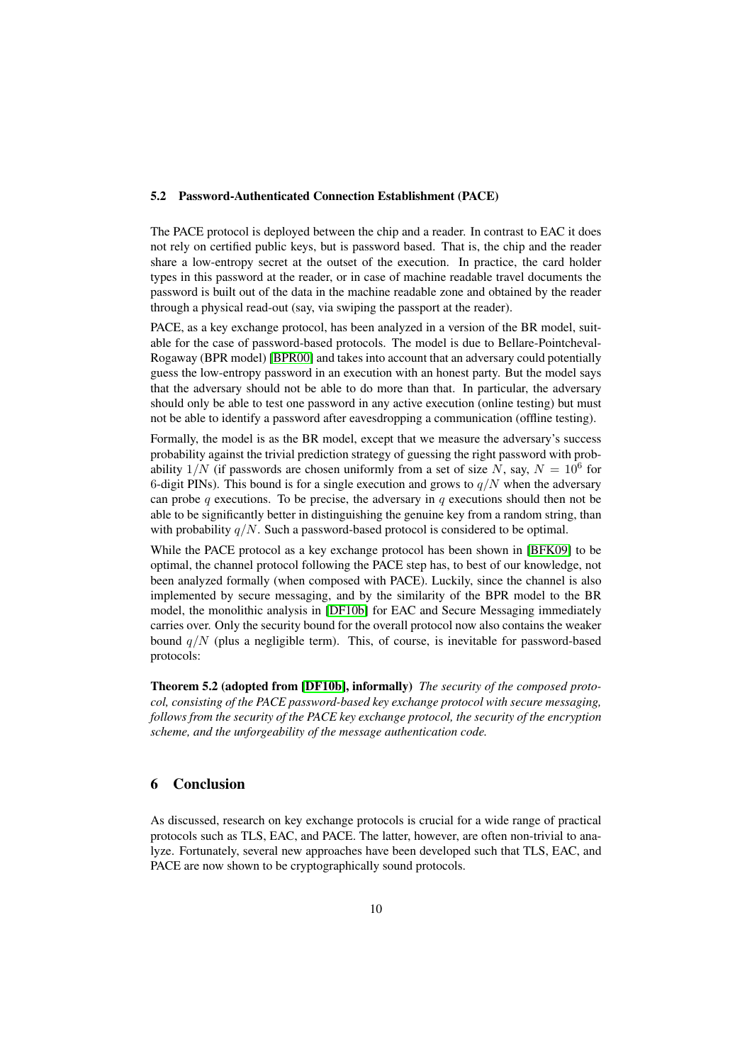### 5.2 Password-Authenticated Connection Establishment (PACE)

The PACE protocol is deployed between the chip and a reader. In contrast to EAC it does not rely on certified public keys, but is password based. That is, the chip and the reader share a low-entropy secret at the outset of the execution. In practice, the card holder types in this password at the reader, or in case of machine readable travel documents the password is built out of the data in the machine readable zone and obtained by the reader through a physical read-out (say, via swiping the passport at the reader).

PACE, as a key exchange protocol, has been analyzed in a version of the BR model, suitable for the case of password-based protocols. The model is due to Bellare-Pointcheval-Rogaway (BPR model) [BPR00] and takes into account that an adversary could potentially guess the low-entropy password in an execution with an honest party. But the model says that the adversary should not be able to do more than that. In particular, the adversary should only be able to test one password in any active execution (online testing) but must not be able to identify a password after eavesdropping a communication (offline testing).

Formally, the model is as the BR model, except that we measure the adversary's success probability against the trivial prediction strategy of guessing the right password with probability $1/N$ (if passwords are chosen uniformly from a set of size $N$, say, $N = 10^6$ for 6-digit PINs). This bound is for a single execution and grows to $q/N$ when the adversary can probe $q$ executions. To be precise, the adversary in $q$ executions should then not be able to be significantly better in distinguishing the genuine key from a random string, than with probability $q/N$. Such a password-based protocol is considered to be optimal.

While the PACE protocol as a key exchange protocol has been shown in [BFK09] to be optimal, the channel protocol following the PACE step has, to best of our knowledge, not been analyzed formally (when composed with PACE). Luckily, since the channel is also implemented by secure messaging, and by the similarity of the BPR model to the BR model, the monolithic analysis in [DF10b] for EAC and Secure Messaging immediately carries over. Only the security bound for the overall protocol now also contains the weaker bound $q/N$ (plus a negligible term). This, of course, is inevitable for password-based protocols:

**Theorem 5.2 (adopted from [DF10b], informally)** *The security of the composed protocol, consisting of the PACE password-based key exchange protocol with secure messaging, follows from the security of the PACE key exchange protocol, the security of the encryption scheme, and the unforgeability of the message authentication code.*

## 6 Conclusion

As discussed, research on key exchange protocols is crucial for a wide range of practical protocols such as TLS, EAC, and PACE. The latter, however, are often non-trivial to analyze. Fortunately, several new approaches have been developed such that TLS, EAC, and PACE are now shown to be cryptographically sound protocols.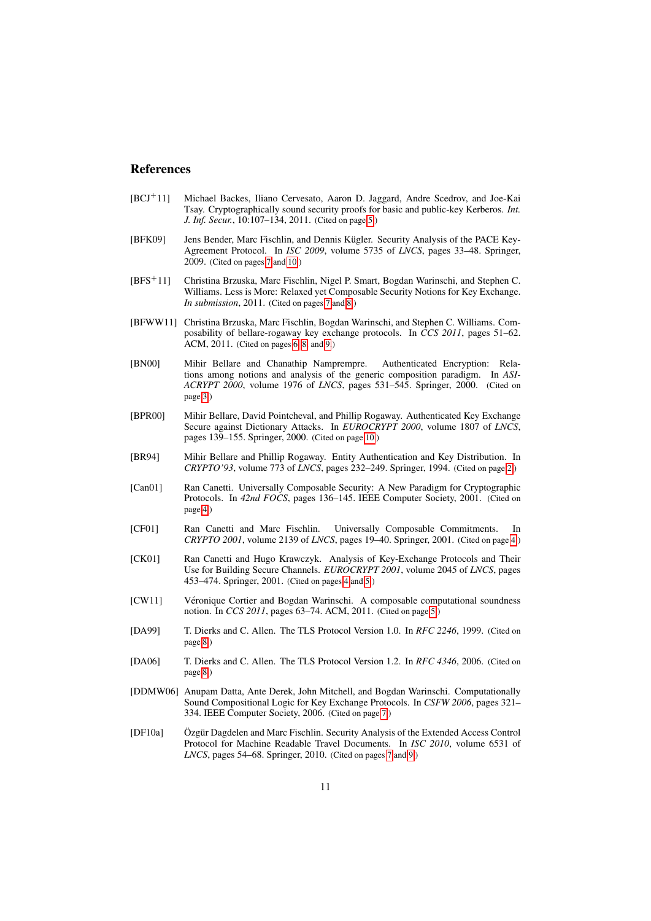## References

[BCJ+11] Michael Backes, Iliano Cervesato, Aaron D. Jaggard, Andre Scedrov, and Joe-Kai Tsay. Cryptographically sound security proofs for basic and public-key Kerberos. *Int. J. Inf. Secur.*, 10:107–134, 2011. (Cited on page 5.)

[BFK09] Jens Bender, Marc Fischlin, and Dennis Kügler. Security Analysis of the PACE Key-Agreement Protocol. In *ISC 2009*, volume 5735 of *LNCS*, pages 33–48. Springer, 2009. (Cited on pages 7 and 10.)

[BFS+11] Christina Brzuska, Marc Fischlin, Nigel P. Smart, Bogdan Warinschi, and Stephen C. Williams. Less is More: Relaxed yet Composable Security Notions for Key Exchange. *In submission*, 2011. (Cited on pages 7 and 8.)

[BFWW11] Christina Brzuska, Marc Fischlin, Bogdan Warinschi, and Stephen C. Williams. Composability of bellare-rogaway key exchange protocols. In *CCS 2011*, pages 51–62. ACM, 2011. (Cited on pages 6, 8, and 9.)

[BN00] Mihir Bellare and Chanathip Namprempre. Authenticated Encryption: Relations among notions and analysis of the generic composition paradigm. In *ASIACRYPT 2000*, volume 1976 of *LNCS*, pages 531–545. Springer, 2000. (Cited on page 3.)

[BPR00] Mihir Bellare, David Pointcheval, and Phillip Rogaway. Authenticated Key Exchange Secure against Dictionary Attacks. In *EUROCRYPT 2000*, volume 1807 of *LNCS*, pages 139–155. Springer, 2000. (Cited on page 10.)

[BR94] Mihir Bellare and Phillip Rogaway. Entity Authentication and Key Distribution. In *CRYPTO'93*, volume 773 of *LNCS*, pages 232–249. Springer, 1994. (Cited on page 2.)

[Can01] Ran Canetti. Universally Composable Security: A New Paradigm for Cryptographic Protocols. In *42nd FOCS*, pages 136–145. IEEE Computer Society, 2001. (Cited on page 4.)

[CF01] Ran Canetti and Marc Fischlin. Universally Composable Commitments. In *CRYPTO 2001*, volume 2139 of *LNCS*, pages 19–40. Springer, 2001. (Cited on page 4.)

[CK01] Ran Canetti and Hugo Krawczyk. Analysis of Key-Exchange Protocols and Their Use for Building Secure Channels. *EUROCRYPT 2001*, volume 2045 of *LNCS*, pages 453–474. Springer, 2001. (Cited on pages 4 and 5.)

[CW11] Véronique Cortier and Bogdan Warinschi. A composable computational soundness notion. In *CCS 2011*, pages 63–74. ACM, 2011. (Cited on page 5.)

[DA99] T. Dierks and C. Allen. The TLS Protocol Version 1.0. In *RFC 2246*, 1999. (Cited on page 8.)

[DA06] T. Dierks and C. Allen. The TLS Protocol Version 1.2. In *RFC 4346*, 2006. (Cited on page 8.)

[DDMW06] Anupam Datta, Ante Derek, John Mitchell, and Bogdan Warinschi. Computationally Sound Compositional Logic for Key Exchange Protocols. In *CSFW 2006*, pages 321–334. IEEE Computer Society, 2006. (Cited on page 7.)

[DF10a] Özgür Dagdelen and Marc Fischlin. Security Analysis of the Extended Access Control Protocol for Machine Readable Travel Documents. In *ISC 2010*, volume 6531 of *LNCS*, pages 54–68. Springer, 2010. (Cited on pages 7 and 9.)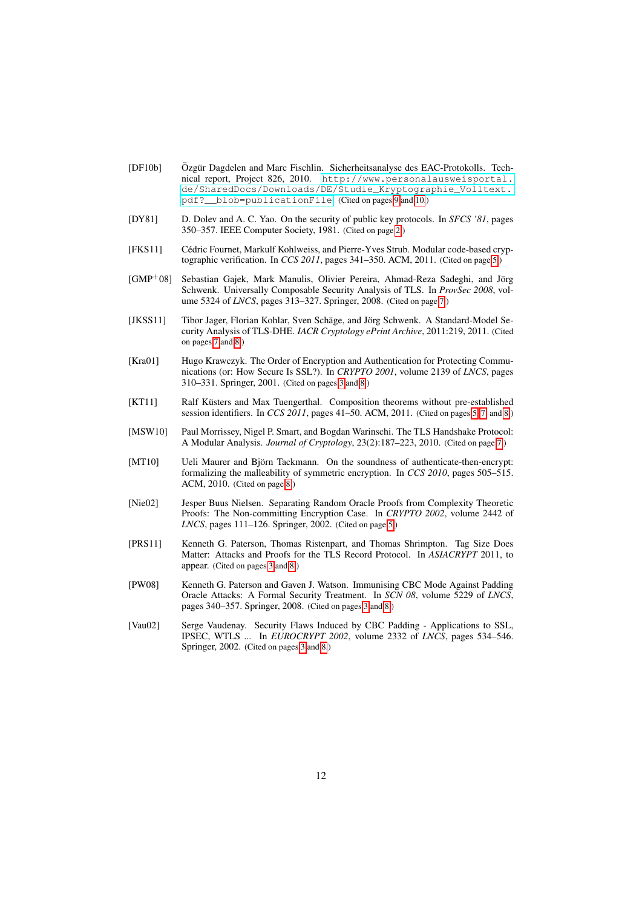[DF10b] Özgür Dagdelen and Marc Fischlin. Sicherheitsanalyse des EAC-Protokolls. Technical report, Project 826, 2010. http://www.personalausweisportal.de/SharedDocs/Downloads/DE/Studie_Kryptographie_Volltext.pdf?__blob=publicationFile. (Cited on pages 9 and 10.)

[DY81] D. Dolev and A. C. Yao. On the security of public key protocols. In *SFCS '81*, pages 350–357. IEEE Computer Society, 1981. (Cited on page 2.)

[FKS11] Cédric Fournet, Markulf Kohlweiss, and Pierre-Yves Strub. Modular code-based cryptographic verification. In *CCS 2011*, pages 341–350. ACM, 2011. (Cited on page 5.)

[GMP+08] Sebastian Gajek, Mark Manulis, Olivier Pereira, Ahmad-Reza Sadeghi, and Jörg Schwenk. Universally Composable Security Analysis of TLS. In *ProvSec 2008*, volume 5324 of *LNCS*, pages 313–327. Springer, 2008. (Cited on page 7.)

[JKSS11] Tibor Jager, Florian Kohlar, Sven Schäge, and Jörg Schwenk. A Standard-Model Security Analysis of TLS-DHE. *IACR Cryptology ePrint Archive*, 2011:219, 2011. (Cited on pages 7 and 8.)

[Kra01] Hugo Krawczyk. The Order of Encryption and Authentication for Protecting Communications (or: How Secure Is SSL?). In *CRYPTO 2001*, volume 2139 of *LNCS*, pages 310–331. Springer, 2001. (Cited on pages 3 and 8.)

[KT11] Ralf Küsters and Max Tuengerthal. Composition theorems without pre-established session identifiers. In *CCS 2011*, pages 41–50. ACM, 2011. (Cited on pages 5, 7, and 8.)

[MSW10] Paul Morrissey, Nigel P. Smart, and Bogdan Warinschi. The TLS Handshake Protocol: A Modular Analysis. *Journal of Cryptology*, 23(2):187–223, 2010. (Cited on page 7.)

[MT10] Ueli Maurer and Björn Tackmann. On the soundness of authenticate-then-encrypt: formalizing the malleability of symmetric encryption. In *CCS 2010*, pages 505–515. ACM, 2010. (Cited on page 8.)

[Nie02] Jesper Buus Nielsen. Separating Random Oracle Proofs from Complexity Theoretic Proofs: The Non-committing Encryption Case. In *CRYPTO 2002*, volume 2442 of *LNCS*, pages 111–126. Springer, 2002. (Cited on page 5.)

[PRS11] Kenneth G. Paterson, Thomas Ristenpart, and Thomas Shrimpton. Tag Size Does Matter: Attacks and Proofs for the TLS Record Protocol. In *ASIACRYPT* 2011, to appear. (Cited on pages 3 and 8.)

[PW08] Kenneth G. Paterson and Gaven J. Watson. Immunising CBC Mode Against Padding Oracle Attacks: A Formal Security Treatment. In *SCN 08*, volume 5229 of *LNCS*, pages 340–357. Springer, 2008. (Cited on pages 3 and 8.)

[Vau02] Serge Vaudenay. Security Flaws Induced by CBC Padding - Applications to SSL, IPSEC, WTLS ... In *EUROCRYPT 2002*, volume 2332 of *LNCS*, pages 534–546. Springer, 2002. (Cited on pages 3 and 8.)